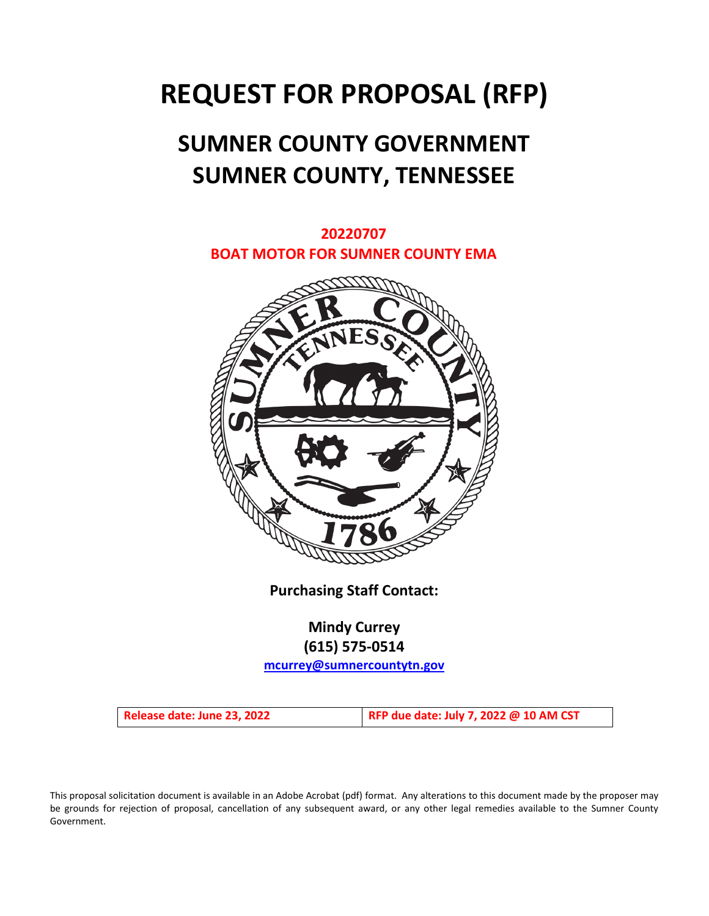# REQUEST FOR PROPOSAL (RFP)

## SUMNER COUNTY GOVERNMENT
## SUMNER COUNTY, TENNESSEE

**20220707**
**BOAT MOTOR FOR SUMNER COUNTY EMA**

**Purchasing Staff Contact:**

**Mindy Currey**
**(615) 575-0514**
mcurrey@sumnercountytn.gov

| Release date: June 23, 2022 | RFP due date: July 7, 2022 @ 10 AM CST |
| --- | --- |

This proposal solicitation document is available in an Adobe Acrobat (pdf) format. Any alterations to this document made by the proposer may be grounds for rejection of proposal, cancellation of any subsequent award, or any other legal remedies available to the Sumner County Government.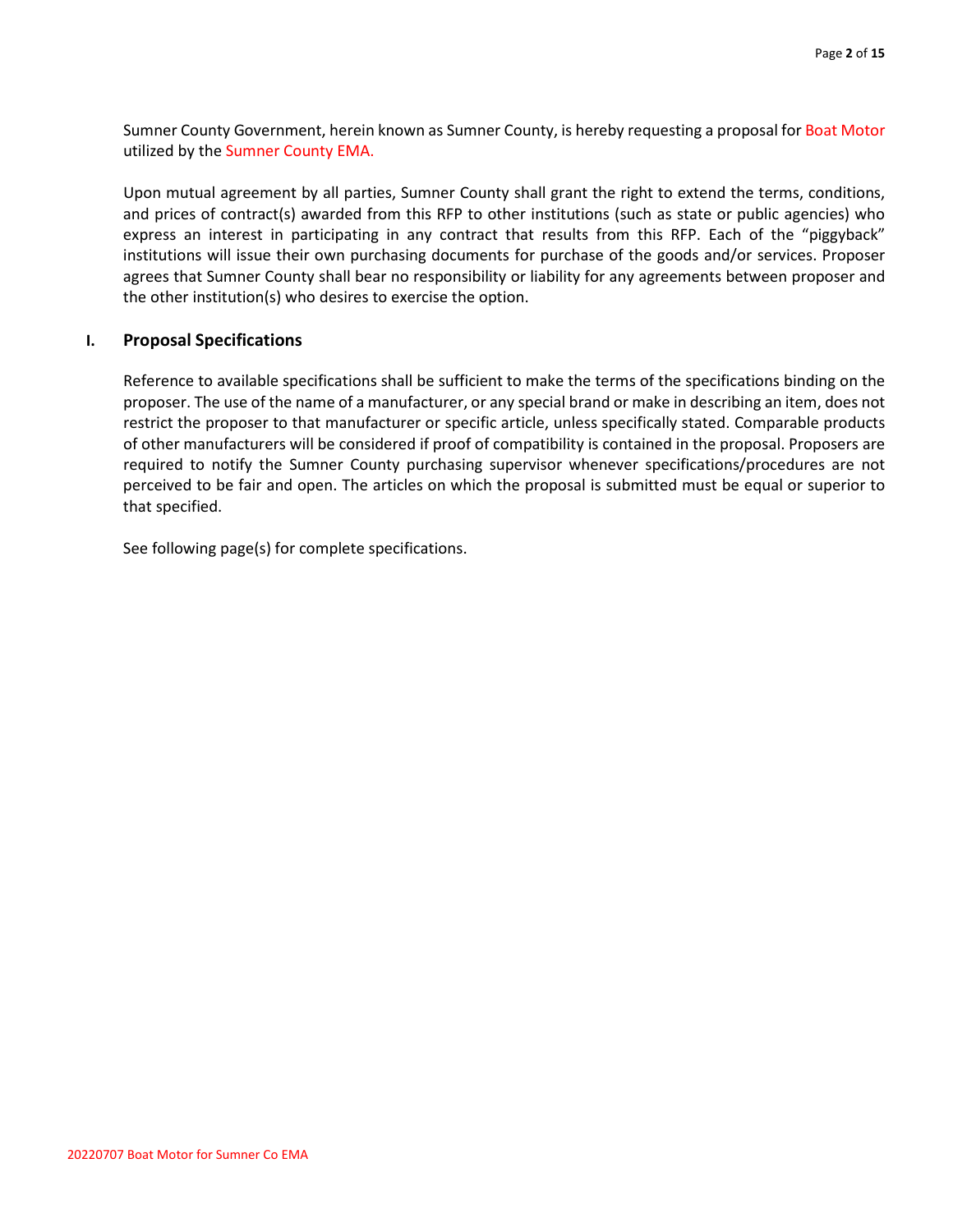Sumner County Government, herein known as Sumner County, is hereby requesting a proposal for Boat Motor utilized by the Sumner County EMA.

Upon mutual agreement by all parties, Sumner County shall grant the right to extend the terms, conditions, and prices of contract(s) awarded from this RFP to other institutions (such as state or public agencies) who express an interest in participating in any contract that results from this RFP. Each of the "piggyback" institutions will issue their own purchasing documents for purchase of the goods and/or services. Proposer agrees that Sumner County shall bear no responsibility or liability for any agreements between proposer and the other institution(s) who desires to exercise the option.

## I. Proposal Specifications

Reference to available specifications shall be sufficient to make the terms of the specifications binding on the proposer. The use of the name of a manufacturer, or any special brand or make in describing an item, does not restrict the proposer to that manufacturer or specific article, unless specifically stated. Comparable products of other manufacturers will be considered if proof of compatibility is contained in the proposal. Proposers are required to notify the Sumner County purchasing supervisor whenever specifications/procedures are not perceived to be fair and open. The articles on which the proposal is submitted must be equal or superior to that specified.

See following page(s) for complete specifications.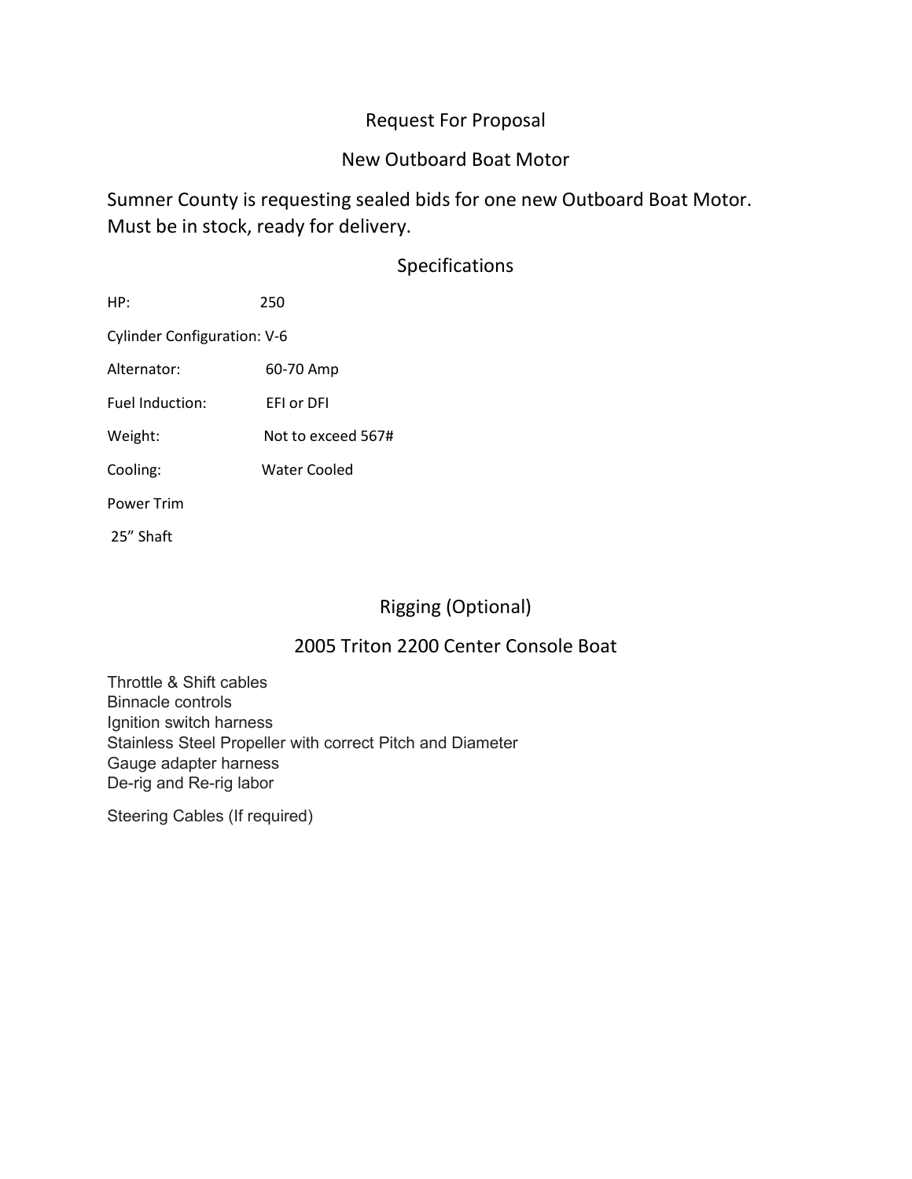# Request For Proposal

## New Outboard Boat Motor

Sumner County is requesting sealed bids for one new Outboard Boat Motor. Must be in stock, ready for delivery.

## Specifications

HP: 250

Cylinder Configuration: V-6

Alternator: 60-70 Amp

Fuel Induction: EFI or DFI

Weight: Not to exceed 567#

Cooling: Water Cooled

Power Trim

25” Shaft

## Rigging (Optional)

## 2005 Triton 2200 Center Console Boat

Throttle & Shift cables
Binnacle controls
Ignition switch harness
Stainless Steel Propeller with correct Pitch and Diameter
Gauge adapter harness
De-rig and Re-rig labor

Steering Cables (If required)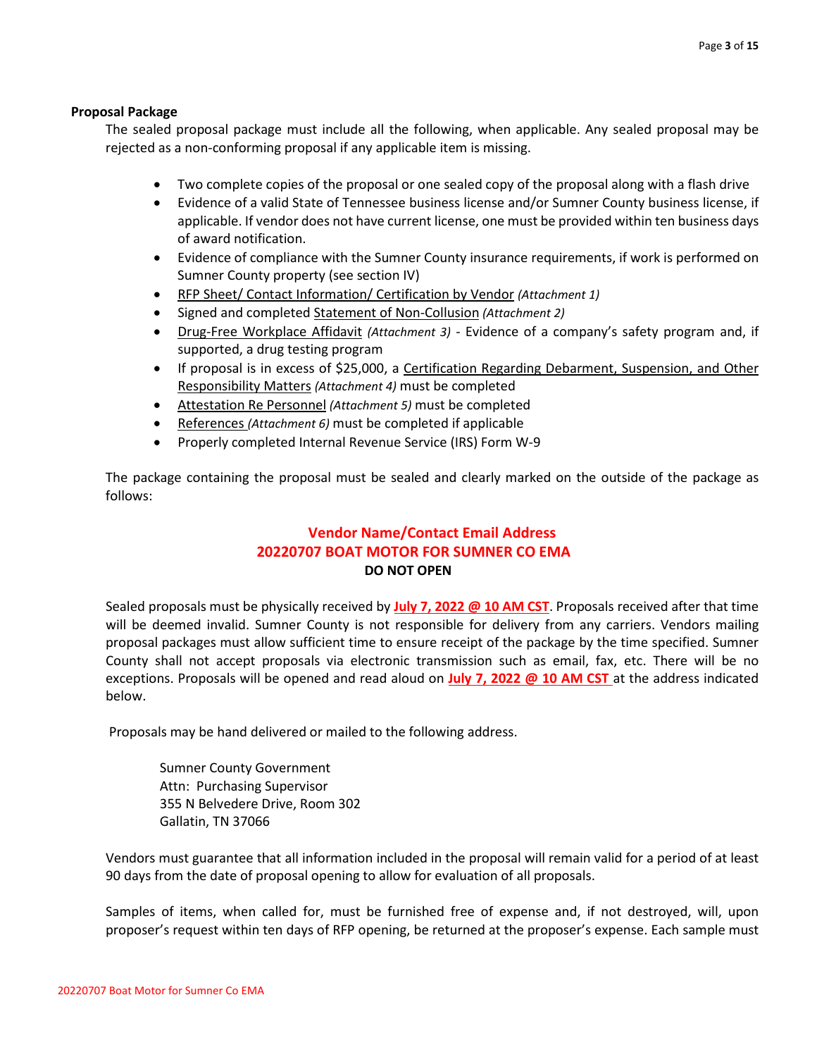**Proposal Package**

The sealed proposal package must include all the following, when applicable. Any sealed proposal may be rejected as a non-conforming proposal if any applicable item is missing.

- Two complete copies of the proposal or one sealed copy of the proposal along with a flash drive
- Evidence of a valid State of Tennessee business license and/or Sumner County business license, if applicable. If vendor does not have current license, one must be provided within ten business days of award notification.
- Evidence of compliance with the Sumner County insurance requirements, if work is performed on Sumner County property (see section IV)
- RFP Sheet/ Contact Information/ Certification by Vendor *(Attachment 1)*
- Signed and completed Statement of Non-Collusion *(Attachment 2)*
- Drug-Free Workplace Affidavit *(Attachment 3)* - Evidence of a company's safety program and, if supported, a drug testing program
- If proposal is in excess of $25,000, a Certification Regarding Debarment, Suspension, and Other Responsibility Matters *(Attachment 4)* must be completed
- Attestation Re Personnel *(Attachment 5)* must be completed
- References *(Attachment 6)* must be completed if applicable
- Properly completed Internal Revenue Service (IRS) Form W-9

The package containing the proposal must be sealed and clearly marked on the outside of the package as follows:

**Vendor Name/Contact Email Address**
**20220707 BOAT MOTOR FOR SUMNER CO EMA**
**DO NOT OPEN**

Sealed proposals must be physically received by **July 7, 2022 @ 10 AM CST**. Proposals received after that time will be deemed invalid. Sumner County is not responsible for delivery from any carriers. Vendors mailing proposal packages must allow sufficient time to ensure receipt of the package by the time specified. Sumner County shall not accept proposals via electronic transmission such as email, fax, etc. There will be no exceptions. Proposals will be opened and read aloud on **July 7, 2022 @ 10 AM CST** at the address indicated below.

Proposals may be hand delivered or mailed to the following address.

Sumner County Government
Attn: Purchasing Supervisor
355 N Belvedere Drive, Room 302
Gallatin, TN 37066

Vendors must guarantee that all information included in the proposal will remain valid for a period of at least 90 days from the date of proposal opening to allow for evaluation of all proposals.

Samples of items, when called for, must be furnished free of expense and, if not destroyed, will, upon proposer's request within ten days of RFP opening, be returned at the proposer's expense. Each sample must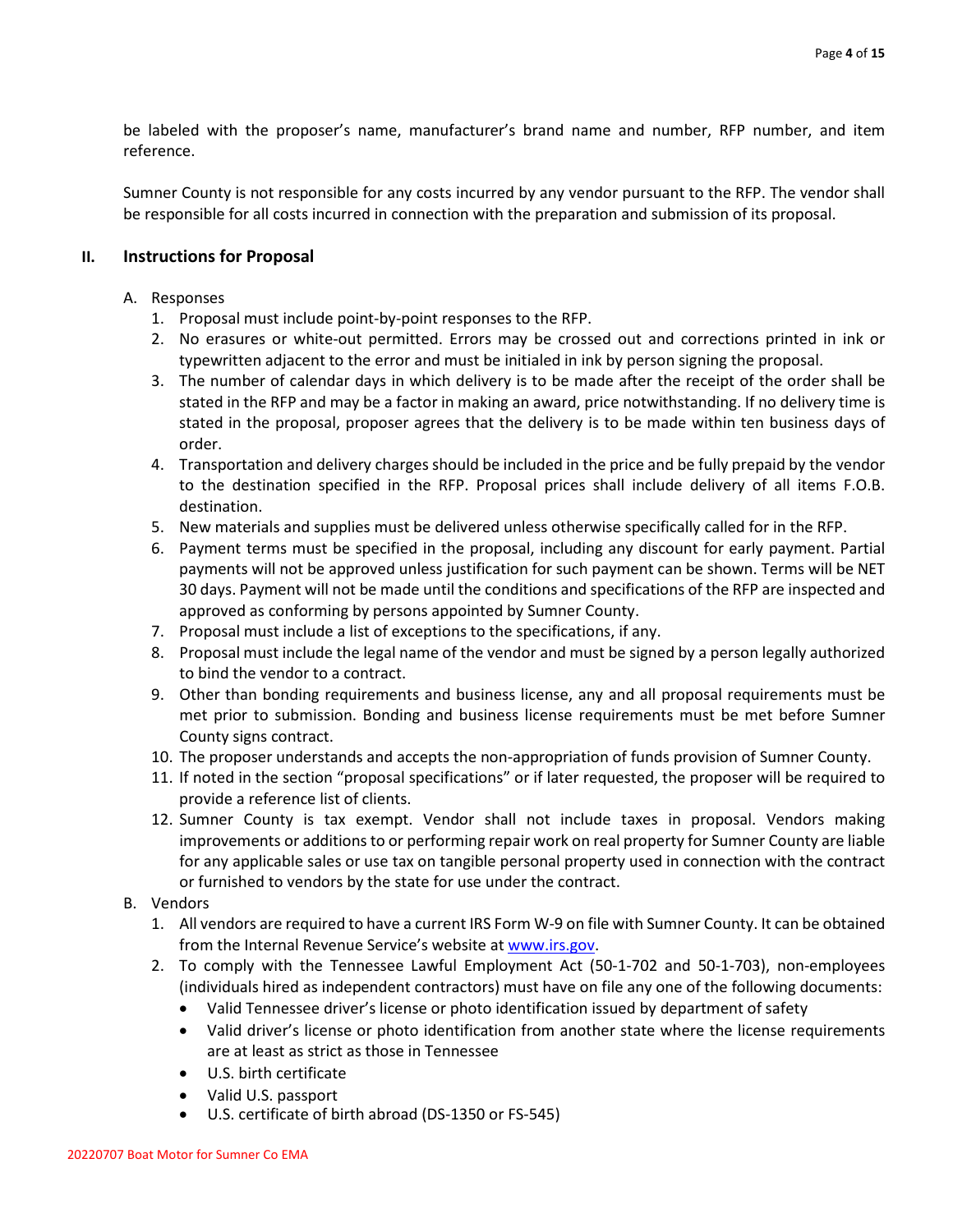be labeled with the proposer's name, manufacturer's brand name and number, RFP number, and item reference.

Sumner County is not responsible for any costs incurred by any vendor pursuant to the RFP. The vendor shall be responsible for all costs incurred in connection with the preparation and submission of its proposal.

## II. Instructions for Proposal

A. Responses

1. Proposal must include point-by-point responses to the RFP.
2. No erasures or white-out permitted. Errors may be crossed out and corrections printed in ink or typewritten adjacent to the error and must be initialed in ink by person signing the proposal.
3. The number of calendar days in which delivery is to be made after the receipt of the order shall be stated in the RFP and may be a factor in making an award, price notwithstanding. If no delivery time is stated in the proposal, proposer agrees that the delivery is to be made within ten business days of order.
4. Transportation and delivery charges should be included in the price and be fully prepaid by the vendor to the destination specified in the RFP. Proposal prices shall include delivery of all items F.O.B. destination.
5. New materials and supplies must be delivered unless otherwise specifically called for in the RFP.
6. Payment terms must be specified in the proposal, including any discount for early payment. Partial payments will not be approved unless justification for such payment can be shown. Terms will be NET 30 days. Payment will not be made until the conditions and specifications of the RFP are inspected and approved as conforming by persons appointed by Sumner County.
7. Proposal must include a list of exceptions to the specifications, if any.
8. Proposal must include the legal name of the vendor and must be signed by a person legally authorized to bind the vendor to a contract.
9. Other than bonding requirements and business license, any and all proposal requirements must be met prior to submission. Bonding and business license requirements must be met before Sumner County signs contract.
10. The proposer understands and accepts the non-appropriation of funds provision of Sumner County.
11. If noted in the section "proposal specifications" or if later requested, the proposer will be required to provide a reference list of clients.
12. Sumner County is tax exempt. Vendor shall not include taxes in proposal. Vendors making improvements or additions to or performing repair work on real property for Sumner County are liable for any applicable sales or use tax on tangible personal property used in connection with the contract or furnished to vendors by the state for use under the contract.

B. Vendors

1. All vendors are required to have a current IRS Form W-9 on file with Sumner County. It can be obtained from the Internal Revenue Service's website at www.irs.gov.
2. To comply with the Tennessee Lawful Employment Act (50-1-702 and 50-1-703), non-employees (individuals hired as independent contractors) must have on file any one of the following documents:
   - Valid Tennessee driver's license or photo identification issued by department of safety
   - Valid driver's license or photo identification from another state where the license requirements are at least as strict as those in Tennessee
   - U.S. birth certificate
   - Valid U.S. passport
   - U.S. certificate of birth abroad (DS-1350 or FS-545)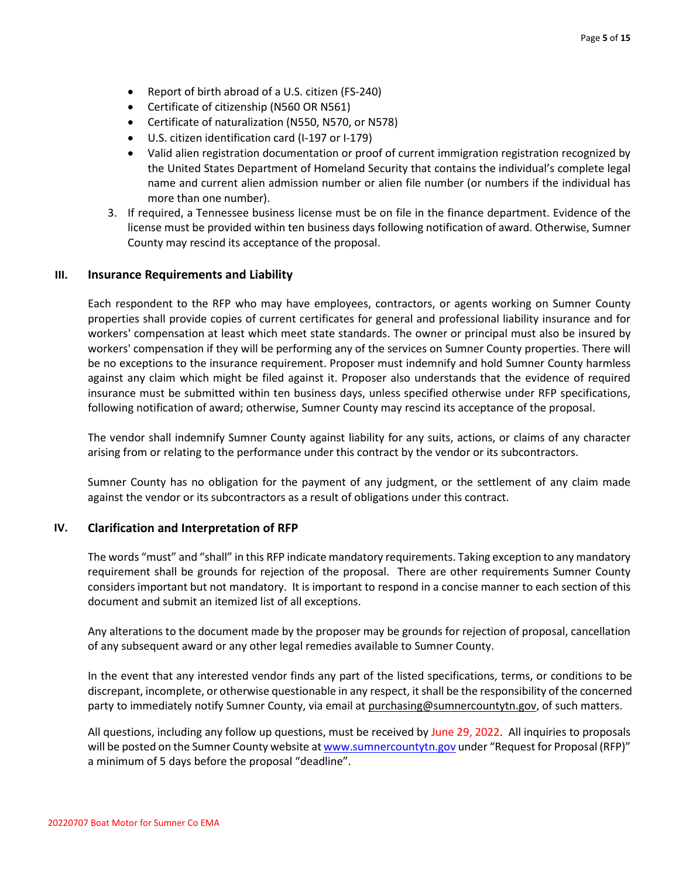- Report of birth abroad of a U.S. citizen (FS-240)
- Certificate of citizenship (N560 OR N561)
- Certificate of naturalization (N550, N570, or N578)
- U.S. citizen identification card (I-197 or I-179)
- Valid alien registration documentation or proof of current immigration registration recognized by the United States Department of Homeland Security that contains the individual's complete legal name and current alien admission number or alien file number (or numbers if the individual has more than one number).

3. If required, a Tennessee business license must be on file in the finance department. Evidence of the license must be provided within ten business days following notification of award. Otherwise, Sumner County may rescind its acceptance of the proposal.

## III. Insurance Requirements and Liability

Each respondent to the RFP who may have employees, contractors, or agents working on Sumner County properties shall provide copies of current certificates for general and professional liability insurance and for workers' compensation at least which meet state standards. The owner or principal must also be insured by workers' compensation if they will be performing any of the services on Sumner County properties. There will be no exceptions to the insurance requirement. Proposer must indemnify and hold Sumner County harmless against any claim which might be filed against it. Proposer also understands that the evidence of required insurance must be submitted within ten business days, unless specified otherwise under RFP specifications, following notification of award; otherwise, Sumner County may rescind its acceptance of the proposal.

The vendor shall indemnify Sumner County against liability for any suits, actions, or claims of any character arising from or relating to the performance under this contract by the vendor or its subcontractors.

Sumner County has no obligation for the payment of any judgment, or the settlement of any claim made against the vendor or its subcontractors as a result of obligations under this contract.

## IV. Clarification and Interpretation of RFP

The words "must" and "shall" in this RFP indicate mandatory requirements. Taking exception to any mandatory requirement shall be grounds for rejection of the proposal. There are other requirements Sumner County considers important but not mandatory. It is important to respond in a concise manner to each section of this document and submit an itemized list of all exceptions.

Any alterations to the document made by the proposer may be grounds for rejection of proposal, cancellation of any subsequent award or any other legal remedies available to Sumner County.

In the event that any interested vendor finds any part of the listed specifications, terms, or conditions to be discrepant, incomplete, or otherwise questionable in any respect, it shall be the responsibility of the concerned party to immediately notify Sumner County, via email at purchasing@sumnercountytn.gov, of such matters.

All questions, including any follow up questions, must be received by June 29, 2022. All inquiries to proposals will be posted on the Sumner County website at www.sumnercountytn.gov under "Request for Proposal (RFP)" a minimum of 5 days before the proposal "deadline".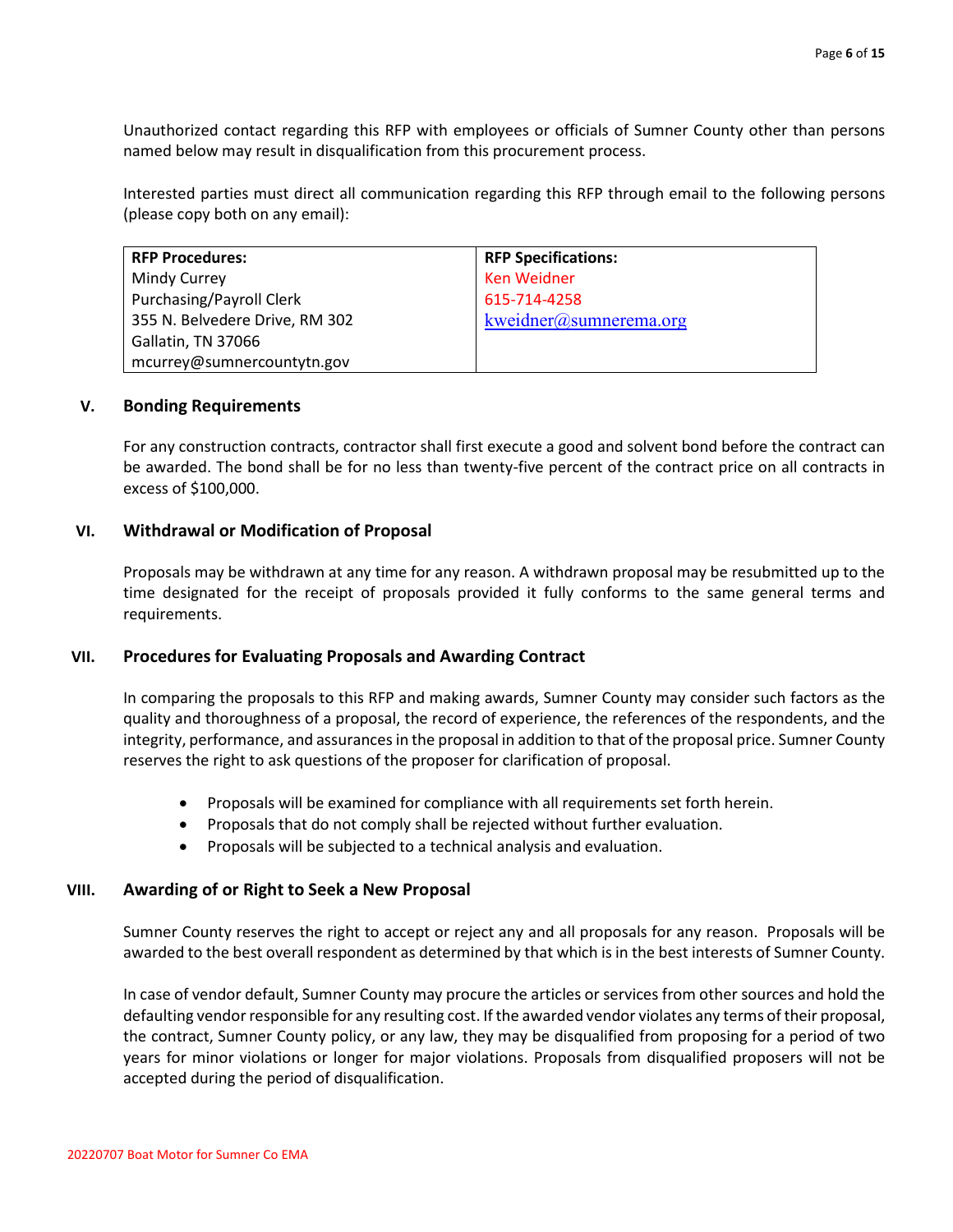Unauthorized contact regarding this RFP with employees or officials of Sumner County other than persons named below may result in disqualification from this procurement process.

Interested parties must direct all communication regarding this RFP through email to the following persons (please copy both on any email):

| RFP Procedures: | RFP Specifications: |
|---|---|
| Mindy Currey<br>Purchasing/Payroll Clerk<br>355 N. Belvedere Drive, RM 302<br>Gallatin, TN 37066<br>mcurrey@sumnercountytn.gov | Ken Weidner<br>615-714-4258<br>kweidner@sumnerema.org |

## V. Bonding Requirements

For any construction contracts, contractor shall first execute a good and solvent bond before the contract can be awarded. The bond shall be for no less than twenty-five percent of the contract price on all contracts in excess of $100,000.

## VI. Withdrawal or Modification of Proposal

Proposals may be withdrawn at any time for any reason. A withdrawn proposal may be resubmitted up to the time designated for the receipt of proposals provided it fully conforms to the same general terms and requirements.

## VII. Procedures for Evaluating Proposals and Awarding Contract

In comparing the proposals to this RFP and making awards, Sumner County may consider such factors as the quality and thoroughness of a proposal, the record of experience, the references of the respondents, and the integrity, performance, and assurances in the proposal in addition to that of the proposal price. Sumner County reserves the right to ask questions of the proposer for clarification of proposal.

- Proposals will be examined for compliance with all requirements set forth herein.
- Proposals that do not comply shall be rejected without further evaluation.
- Proposals will be subjected to a technical analysis and evaluation.

## VIII. Awarding of or Right to Seek a New Proposal

Sumner County reserves the right to accept or reject any and all proposals for any reason. Proposals will be awarded to the best overall respondent as determined by that which is in the best interests of Sumner County.

In case of vendor default, Sumner County may procure the articles or services from other sources and hold the defaulting vendor responsible for any resulting cost. If the awarded vendor violates any terms of their proposal, the contract, Sumner County policy, or any law, they may be disqualified from proposing for a period of two years for minor violations or longer for major violations. Proposals from disqualified proposers will not be accepted during the period of disqualification.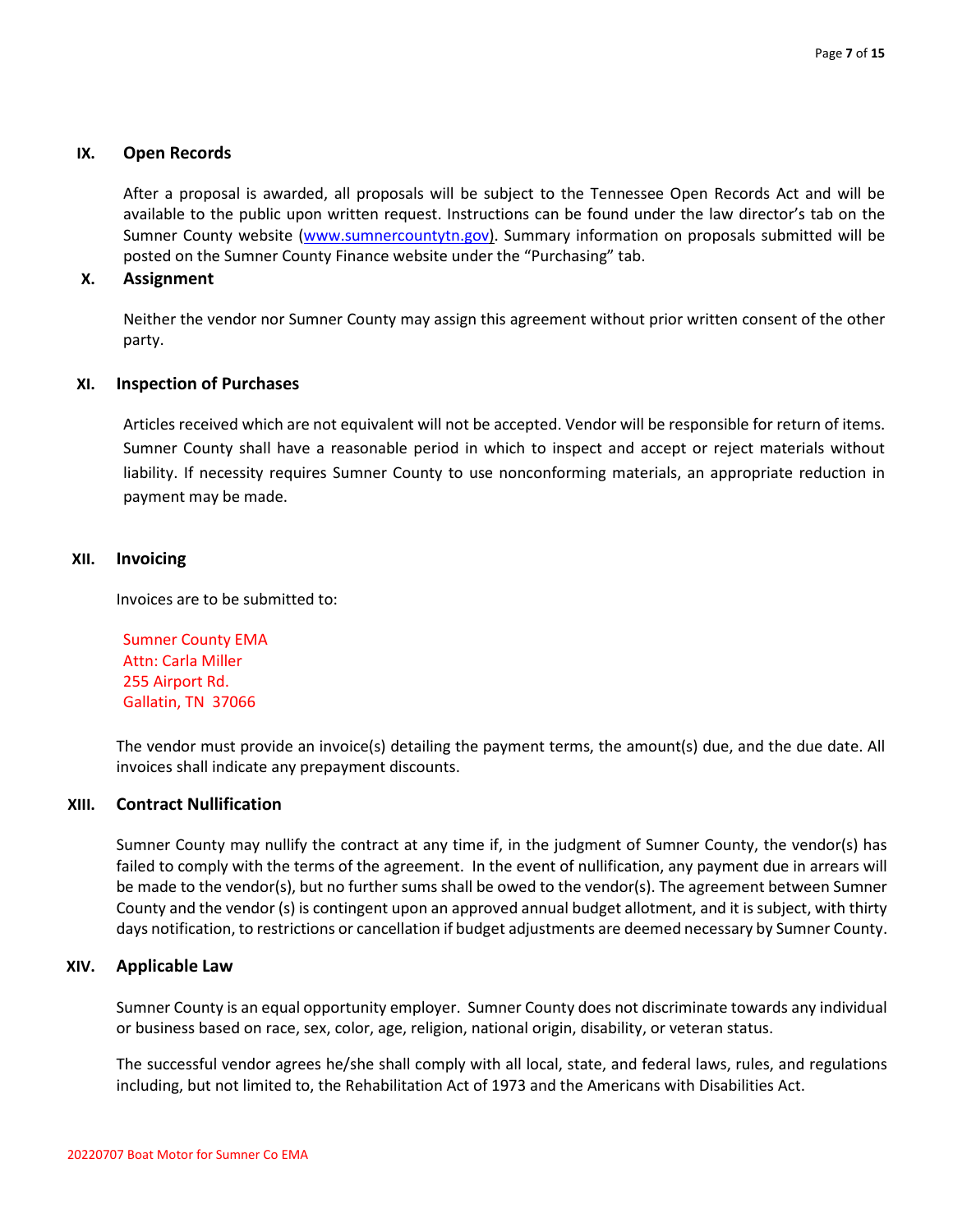## IX. Open Records

After a proposal is awarded, all proposals will be subject to the Tennessee Open Records Act and will be available to the public upon written request. Instructions can be found under the law director's tab on the Sumner County website (www.sumnercountytn.gov). Summary information on proposals submitted will be posted on the Sumner County Finance website under the "Purchasing" tab.

## X. Assignment

Neither the vendor nor Sumner County may assign this agreement without prior written consent of the other party.

## XI. Inspection of Purchases

Articles received which are not equivalent will not be accepted. Vendor will be responsible for return of items. Sumner County shall have a reasonable period in which to inspect and accept or reject materials without liability. If necessity requires Sumner County to use nonconforming materials, an appropriate reduction in payment may be made.

## XII. Invoicing

Invoices are to be submitted to:

Sumner County EMA
Attn: Carla Miller
255 Airport Rd.
Gallatin, TN 37066

The vendor must provide an invoice(s) detailing the payment terms, the amount(s) due, and the due date. All invoices shall indicate any prepayment discounts.

## XIII. Contract Nullification

Sumner County may nullify the contract at any time if, in the judgment of Sumner County, the vendor(s) has failed to comply with the terms of the agreement. In the event of nullification, any payment due in arrears will be made to the vendor(s), but no further sums shall be owed to the vendor(s). The agreement between Sumner County and the vendor (s) is contingent upon an approved annual budget allotment, and it is subject, with thirty days notification, to restrictions or cancellation if budget adjustments are deemed necessary by Sumner County.

## XIV. Applicable Law

Sumner County is an equal opportunity employer. Sumner County does not discriminate towards any individual or business based on race, sex, color, age, religion, national origin, disability, or veteran status.

The successful vendor agrees he/she shall comply with all local, state, and federal laws, rules, and regulations including, but not limited to, the Rehabilitation Act of 1973 and the Americans with Disabilities Act.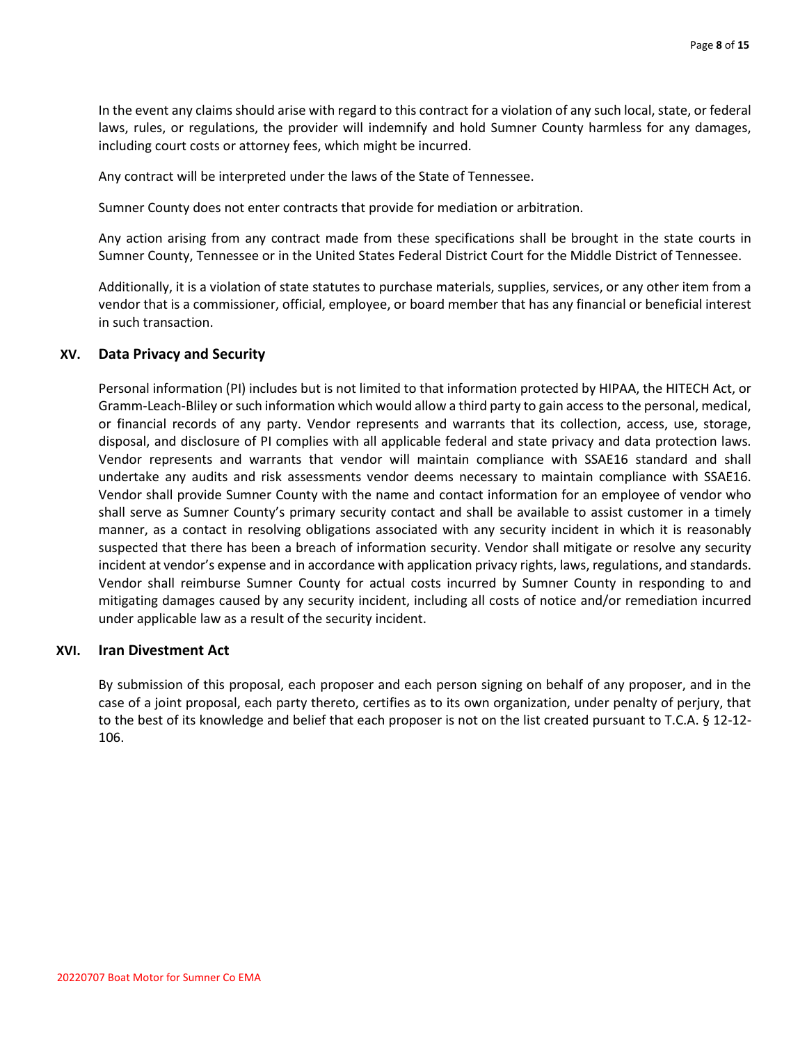In the event any claims should arise with regard to this contract for a violation of any such local, state, or federal laws, rules, or regulations, the provider will indemnify and hold Sumner County harmless for any damages, including court costs or attorney fees, which might be incurred.

Any contract will be interpreted under the laws of the State of Tennessee.

Sumner County does not enter contracts that provide for mediation or arbitration.

Any action arising from any contract made from these specifications shall be brought in the state courts in Sumner County, Tennessee or in the United States Federal District Court for the Middle District of Tennessee.

Additionally, it is a violation of state statutes to purchase materials, supplies, services, or any other item from a vendor that is a commissioner, official, employee, or board member that has any financial or beneficial interest in such transaction.

## XV. Data Privacy and Security

Personal information (PI) includes but is not limited to that information protected by HIPAA, the HITECH Act, or Gramm-Leach-Bliley or such information which would allow a third party to gain access to the personal, medical, or financial records of any party. Vendor represents and warrants that its collection, access, use, storage, disposal, and disclosure of PI complies with all applicable federal and state privacy and data protection laws. Vendor represents and warrants that vendor will maintain compliance with SSAE16 standard and shall undertake any audits and risk assessments vendor deems necessary to maintain compliance with SSAE16. Vendor shall provide Sumner County with the name and contact information for an employee of vendor who shall serve as Sumner County's primary security contact and shall be available to assist customer in a timely manner, as a contact in resolving obligations associated with any security incident in which it is reasonably suspected that there has been a breach of information security. Vendor shall mitigate or resolve any security incident at vendor's expense and in accordance with application privacy rights, laws, regulations, and standards. Vendor shall reimburse Sumner County for actual costs incurred by Sumner County in responding to and mitigating damages caused by any security incident, including all costs of notice and/or remediation incurred under applicable law as a result of the security incident.

## XVI. Iran Divestment Act

By submission of this proposal, each proposer and each person signing on behalf of any proposer, and in the case of a joint proposal, each party thereto, certifies as to its own organization, under penalty of perjury, that to the best of its knowledge and belief that each proposer is not on the list created pursuant to T.C.A. § 12-12-106.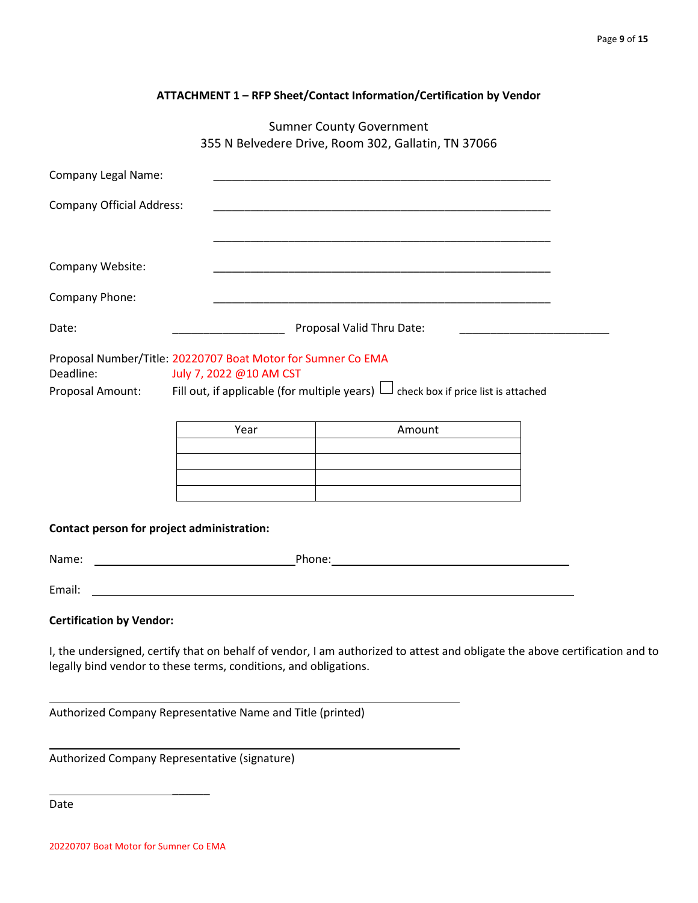## ATTACHMENT 1 – RFP Sheet/Contact Information/Certification by Vendor

Sumner County Government
355 N Belvedere Drive, Room 302, Gallatin, TN 37066

Company Legal Name: ______________________________________________________

Company Official Address: ______________________________________________________

______________________________________________________

Company Website: ______________________________________________________

Company Phone: ______________________________________________________

Date: __________________ Proposal Valid Thru Date: ________________________

Proposal Number/Title: 20220707 Boat Motor for Sumner Co EMA
Deadline: July 7, 2022 @10 AM CST
Proposal Amount: Fill out, if applicable (for multiple years) ☐ check box if price list is attached

| Year | Amount |
|---|---|
| | |
| | |
| | |
| | |

**Contact person for project administration:**

Name: ________________________________ Phone: ______________________________________

Email: ______________________________________________________________________________

**Certification by Vendor:**

I, the undersigned, certify that on behalf of vendor, I am authorized to attest and obligate the above certification and to legally bind vendor to these terms, conditions, and obligations.

______________________________________________________________
Authorized Company Representative Name and Title (printed)

______________________________________________________________
Authorized Company Representative (signature)

________________________
Date

20220707 Boat Motor for Sumner Co EMA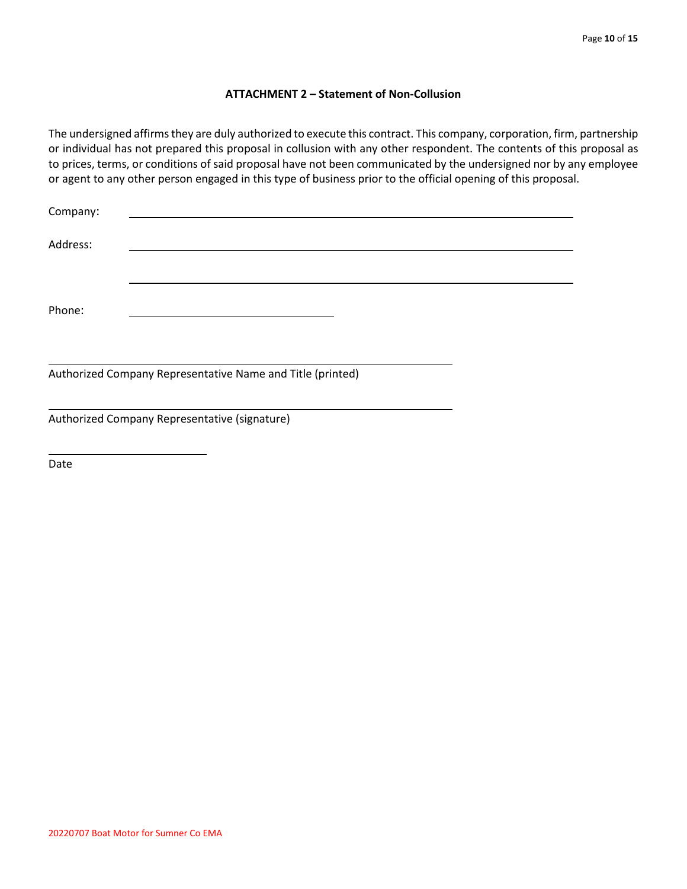## ATTACHMENT 2 – Statement of Non-Collusion

The undersigned affirms they are duly authorized to execute this contract. This company, corporation, firm, partnership or individual has not prepared this proposal in collusion with any other respondent. The contents of this proposal as to prices, terms, or conditions of said proposal have not been communicated by the undersigned nor by any employee or agent to any other person engaged in this type of business prior to the official opening of this proposal.

Company: ______________________________________________________________

Address: ______________________________________________________________

______________________________________________________________

Phone: ______________________________

______________________________________________________________

Authorized Company Representative Name and Title (printed)

______________________________________________________________

Authorized Company Representative (signature)

______________________

Date

20220707 Boat Motor for Sumner Co EMA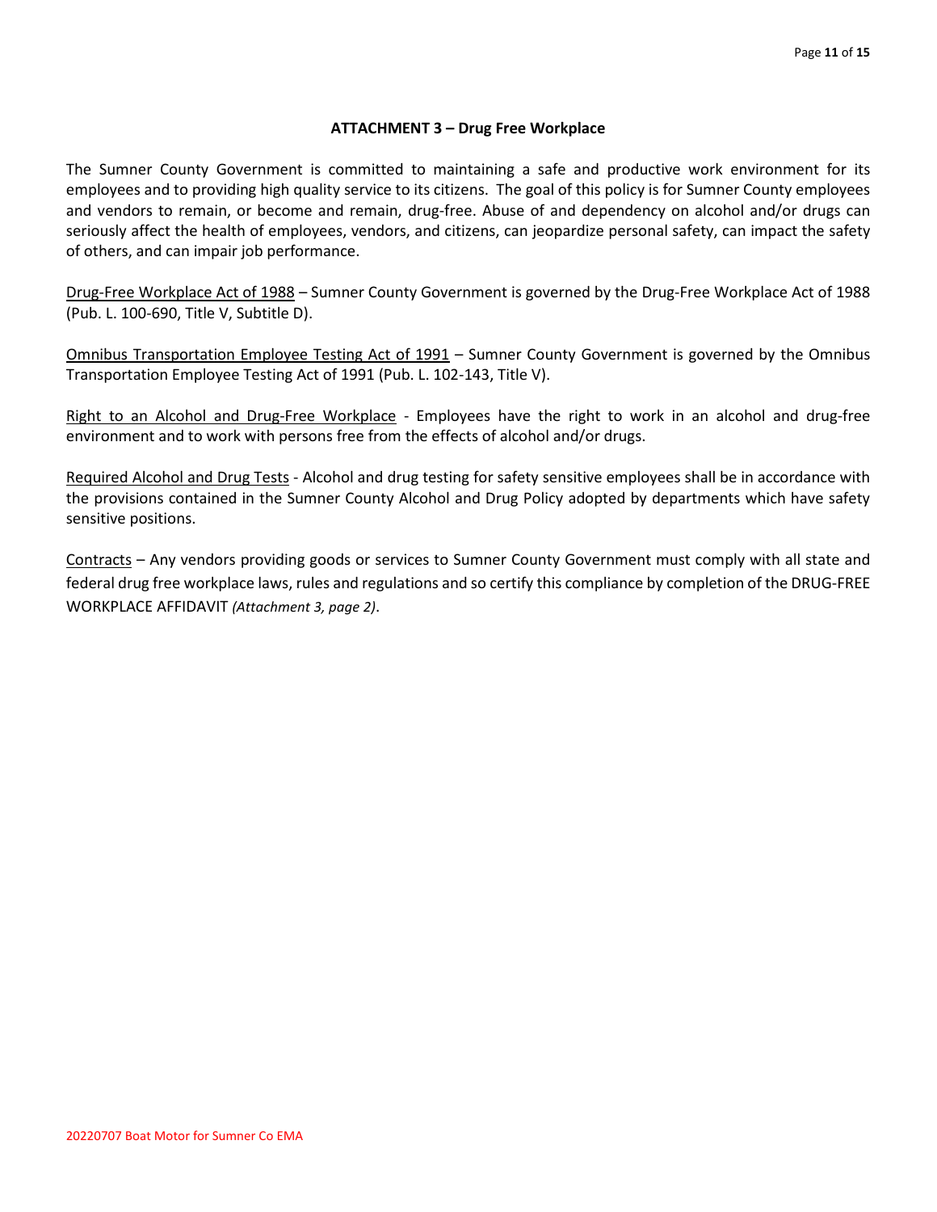## ATTACHMENT 3 – Drug Free Workplace

The Sumner County Government is committed to maintaining a safe and productive work environment for its employees and to providing high quality service to its citizens. The goal of this policy is for Sumner County employees and vendors to remain, or become and remain, drug-free. Abuse of and dependency on alcohol and/or drugs can seriously affect the health of employees, vendors, and citizens, can jeopardize personal safety, can impact the safety of others, and can impair job performance.

Drug-Free Workplace Act of 1988 – Sumner County Government is governed by the Drug-Free Workplace Act of 1988 (Pub. L. 100-690, Title V, Subtitle D).

Omnibus Transportation Employee Testing Act of 1991 – Sumner County Government is governed by the Omnibus Transportation Employee Testing Act of 1991 (Pub. L. 102-143, Title V).

Right to an Alcohol and Drug-Free Workplace - Employees have the right to work in an alcohol and drug-free environment and to work with persons free from the effects of alcohol and/or drugs.

Required Alcohol and Drug Tests - Alcohol and drug testing for safety sensitive employees shall be in accordance with the provisions contained in the Sumner County Alcohol and Drug Policy adopted by departments which have safety sensitive positions.

Contracts – Any vendors providing goods or services to Sumner County Government must comply with all state and federal drug free workplace laws, rules and regulations and so certify this compliance by completion of the DRUG-FREE WORKPLACE AFFIDAVIT *(Attachment 3, page 2)*.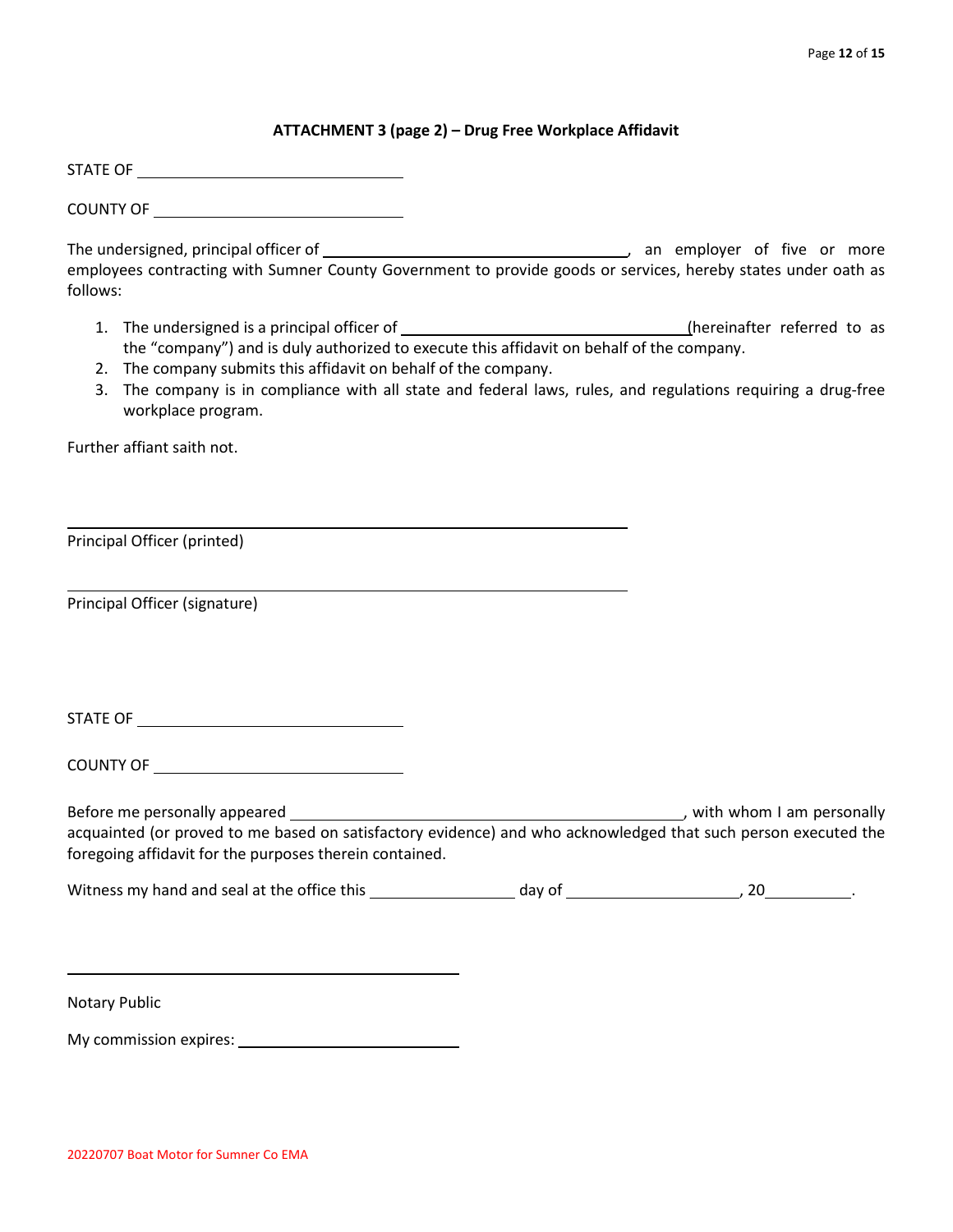### ATTACHMENT 3 (page 2) – Drug Free Workplace Affidavit

STATE OF ______________________________

COUNTY OF ____________________________

The undersigned, principal officer of ___________________________________, an employer of five or more employees contracting with Sumner County Government to provide goods or services, hereby states under oath as follows:

1. The undersigned is a principal officer of _________________________________(hereinafter referred to as the "company") and is duly authorized to execute this affidavit on behalf of the company.
2. The company submits this affidavit on behalf of the company.
3. The company is in compliance with all state and federal laws, rules, and regulations requiring a drug-free workplace program.

Further affiant saith not.

_________________________________________________________________

Principal Officer (printed)

_________________________________________________________________

Principal Officer (signature)

STATE OF ______________________________

COUNTY OF ____________________________

Before me personally appeared ____________________________________________, with whom I am personally acquainted (or proved to me based on satisfactory evidence) and who acknowledged that such person executed the foregoing affidavit for the purposes therein contained.

Witness my hand and seal at the office this ________________ day of ___________________, 20_________.

_____________________________________________

Notary Public

My commission expires: _________________________

20220707 Boat Motor for Sumner Co EMA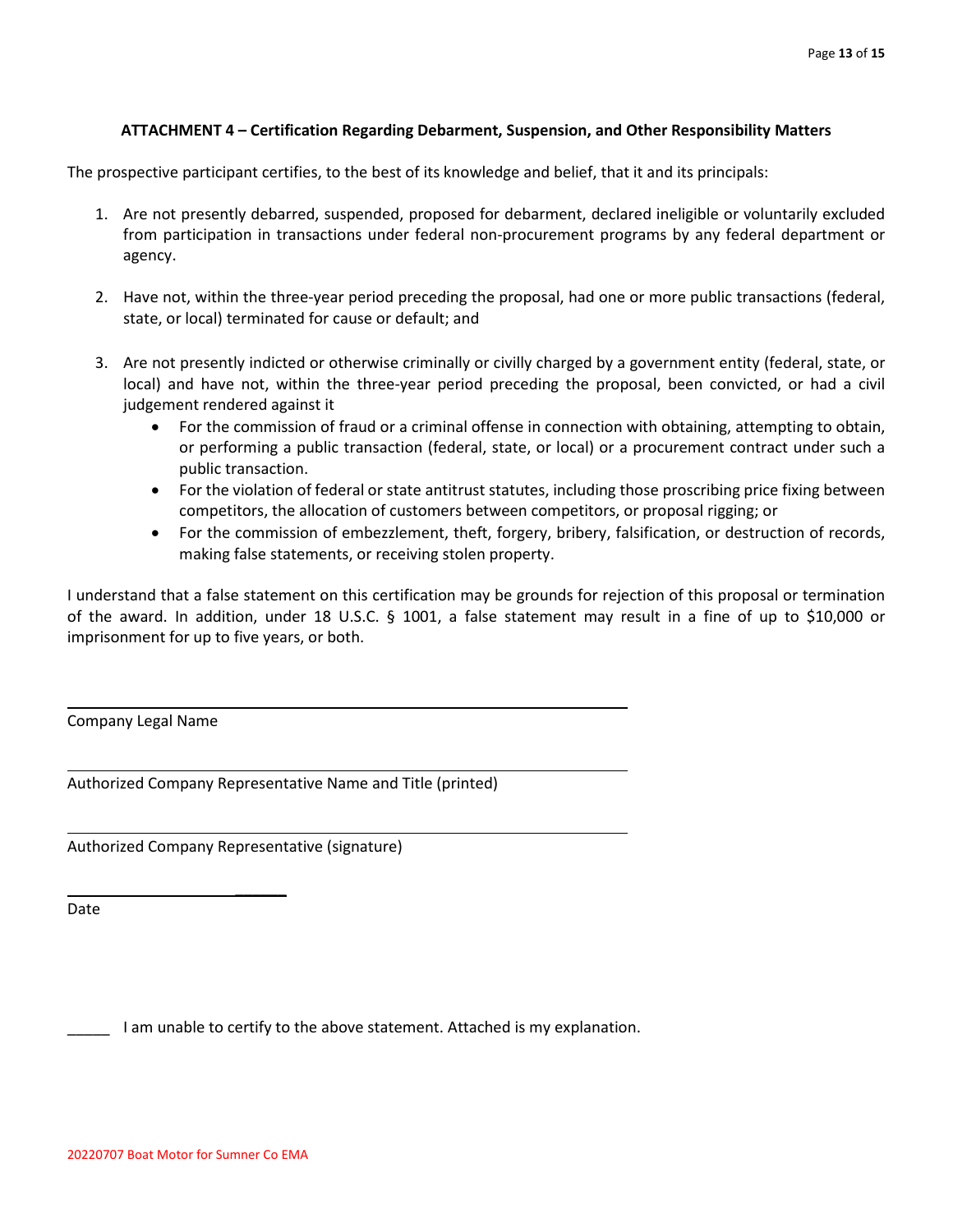### ATTACHMENT 4 – Certification Regarding Debarment, Suspension, and Other Responsibility Matters

The prospective participant certifies, to the best of its knowledge and belief, that it and its principals:

1. Are not presently debarred, suspended, proposed for debarment, declared ineligible or voluntarily excluded from participation in transactions under federal non-procurement programs by any federal department or agency.

2. Have not, within the three-year period preceding the proposal, had one or more public transactions (federal, state, or local) terminated for cause or default; and

3. Are not presently indicted or otherwise criminally or civilly charged by a government entity (federal, state, or local) and have not, within the three-year period preceding the proposal, been convicted, or had a civil judgement rendered against it
   - For the commission of fraud or a criminal offense in connection with obtaining, attempting to obtain, or performing a public transaction (federal, state, or local) or a procurement contract under such a public transaction.
   - For the violation of federal or state antitrust statutes, including those proscribing price fixing between competitors, the allocation of customers between competitors, or proposal rigging; or
   - For the commission of embezzlement, theft, forgery, bribery, falsification, or destruction of records, making false statements, or receiving stolen property.

I understand that a false statement on this certification may be grounds for rejection of this proposal or termination of the award. In addition, under 18 U.S.C. § 1001, a false statement may result in a fine of up to $10,000 or imprisonment for up to five years, or both.

______________________________________________
Company Legal Name

______________________________________________
Authorized Company Representative Name and Title (printed)

______________________________________________
Authorized Company Representative (signature)

______________________
Date

_____ I am unable to certify to the above statement. Attached is my explanation.

20220707 Boat Motor for Sumner Co EMA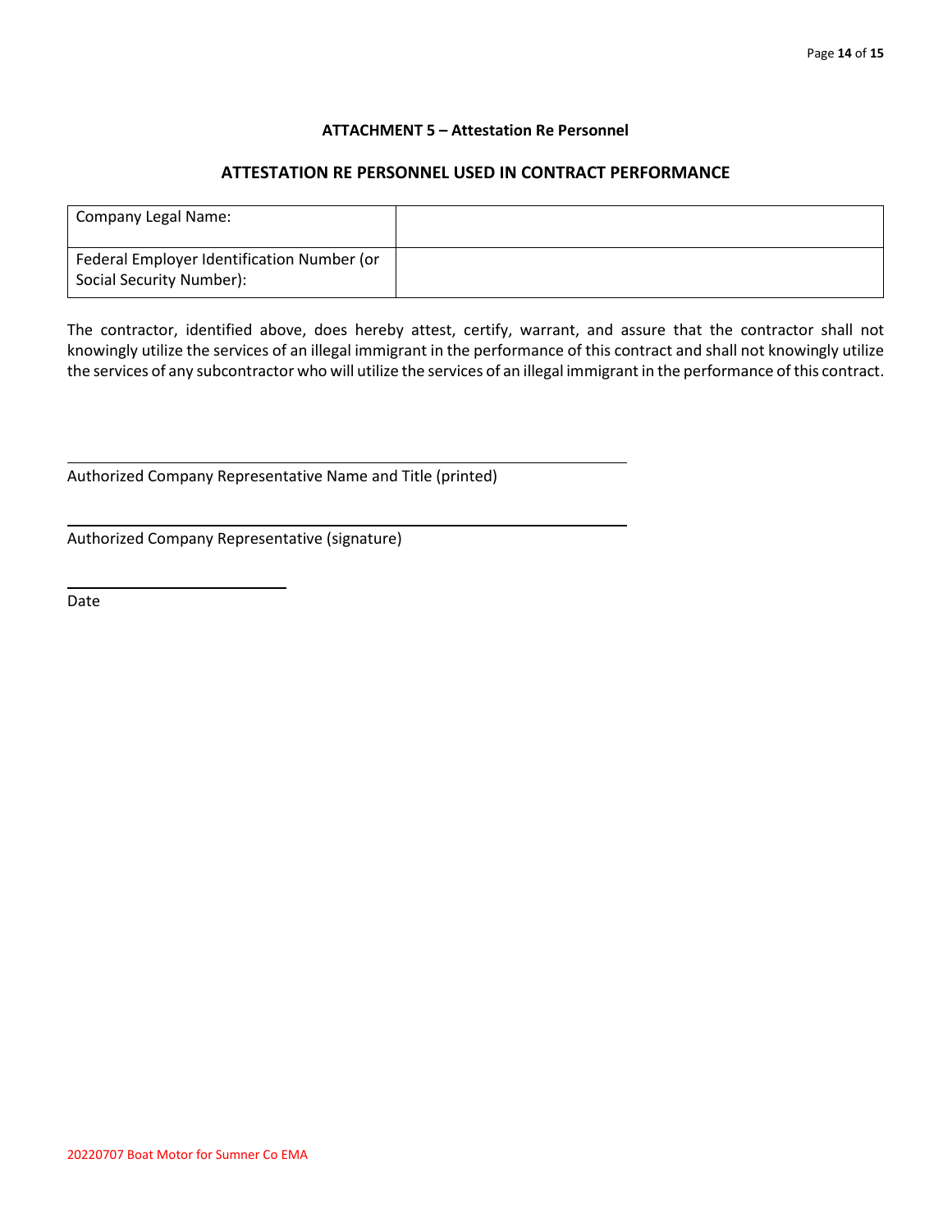**ATTACHMENT 5 – Attestation Re Personnel**

**ATTESTATION RE PERSONNEL USED IN CONTRACT PERFORMANCE**

| Company Legal Name: | |
|---|---|
| Federal Employer Identification Number (or Social Security Number): | |

The contractor, identified above, does hereby attest, certify, warrant, and assure that the contractor shall not knowingly utilize the services of an illegal immigrant in the performance of this contract and shall not knowingly utilize the services of any subcontractor who will utilize the services of an illegal immigrant in the performance of this contract.

______________________________________________

Authorized Company Representative Name and Title (printed)

______________________________________________

Authorized Company Representative (signature)

____________________

Date

20220707 Boat Motor for Sumner Co EMA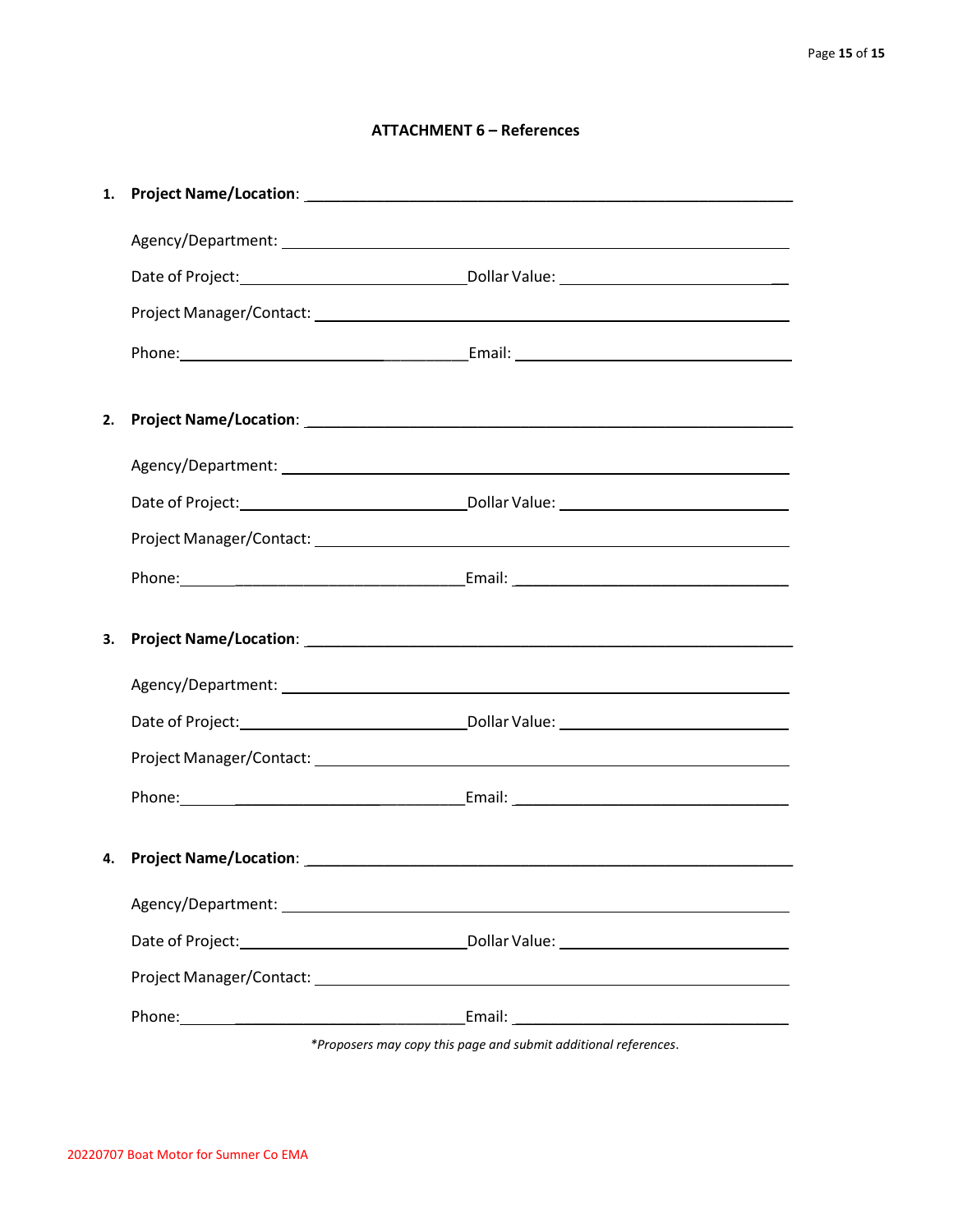## ATTACHMENT 6 – References

1. **Project Name/Location**: ______________________________________________

   Agency/Department: ______________________________________________

   Date of Project: ____________________ Dollar Value: ____________________

   Project Manager/Contact: ______________________________________________

   Phone: ____________________ Email: ____________________

2. **Project Name/Location**: ______________________________________________

   Agency/Department: ______________________________________________

   Date of Project: ____________________ Dollar Value: ____________________

   Project Manager/Contact: ______________________________________________

   Phone: ____________________ Email: ____________________

3. **Project Name/Location**: ______________________________________________

   Agency/Department: ______________________________________________

   Date of Project: ____________________ Dollar Value: ____________________

   Project Manager/Contact: ______________________________________________

   Phone: ____________________ Email: ____________________

4. **Project Name/Location**: ______________________________________________

   Agency/Department: ______________________________________________

   Date of Project: ____________________ Dollar Value: ____________________

   Project Manager/Contact: ______________________________________________

   Phone: ____________________ Email: ____________________

*\*Proposers may copy this page and submit additional references.*

20220707 Boat Motor for Sumner Co EMA